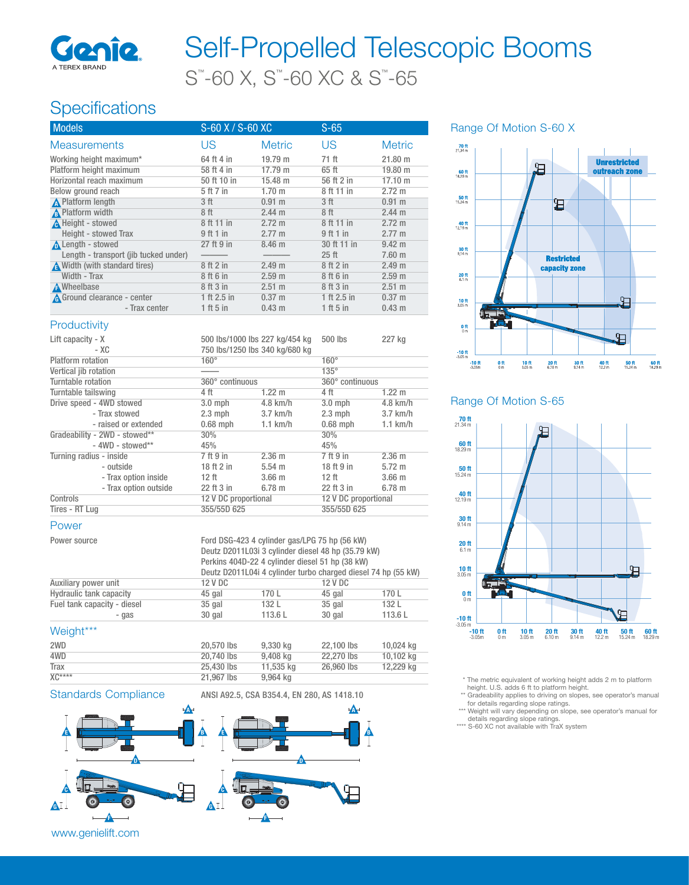# Self-Propelled Telescopic Booms

S™-60 X, S™-60 XC & S™-65

## Specifications

| Models | S-60 X / S-60 XC | | S-65 | |
|---|---|---|---|---|
| **Measurements** | **US** | **Metric** | **US** | **Metric** |
| Working height maximum* | 64 ft 4 in | 19.79 m | 71 ft | 21.80 m |
| Platform height maximum | 58 ft 4 in | 17.79 m | 65 ft | 19.80 m |
| Horizontal reach maximum | 50 ft 10 in | 15.48 m | 56 ft 2 in | 17.10 m |
| Below ground reach | 5 ft 7 in | 1.70 m | 8 ft 11 in | 2.72 m |
| A Platform length | 3 ft | 0.91 m | 3 ft | 0.91 m |
| B Platform width | 8 ft | 2.44 m | 8 ft | 2.44 m |
| C Height - stowed | 8 ft 11 in | 2.72 m | 8 ft 11 in | 2.72 m |
| Height - stowed Trax | 9 ft 1 in | 2.77 m | 9 ft 1 in | 2.77 m |
| D Length - stowed | 27 ft 9 in | 8.46 m | 30 ft 11 in | 9.42 m |
| Length - transport (jib tucked under) | ——— | ——— | 25 ft | 7.60 m |
| E Width (with standard tires) | 8 ft 2 in | 2.49 m | 8 ft 2 in | 2.49 m |
| Width - Trax | 8 ft 6 in | 2.59 m | 8 ft 6 in | 2.59 m |
| F Wheelbase | 8 ft 3 in | 2.51 m | 8 ft 3 in | 2.51 m |
| G Ground clearance - center | 1 ft 2.5 in | 0.37 m | 1 ft 2.5 in | 0.37 m |
| - Trax center | 1 ft 5 in | 0.43 m | 1 ft 5 in | 0.43 m |

### Productivity

| | S-60 X / S-60 XC | | S-65 | |
|---|---|---|---|---|
| Lift capacity - X | 500 lbs/1000 lbs | 227 kg/454 kg | 500 lbs | 227 kg |
| - XC | 750 lbs/1250 lbs | 340 kg/680 kg | | |
| Platform rotation | 160° | | 160° | |
| Vertical jib rotation | ——— | | 135° | |
| Turntable rotation | 360° continuous | | 360° continuous | |
| Turntable tailswing | 4 ft | 1.22 m | 4 ft | 1.22 m |
| Drive speed - 4WD stowed | 3.0 mph | 4.8 km/h | 3.0 mph | 4.8 km/h |
| - Trax stowed | 2.3 mph | 3.7 km/h | 2.3 mph | 3.7 km/h |
| - raised or extended | 0.68 mph | 1.1 km/h | 0.68 mph | 1.1 km/h |
| Gradeability - 2WD - stowed** | 30% | | 30% | |
| - 4WD - stowed** | 45% | | 45% | |
| Turning radius - inside | 7 ft 9 in | 2.36 m | 7 ft 9 in | 2.36 m |
| - outside | 18 ft 2 in | 5.54 m | 18 ft 9 in | 5.72 m |
| - Trax option inside | 12 ft | 3.66 m | 12 ft | 3.66 m |
| - Trax option outside | 22 ft 3 in | 6.78 m | 22 ft 3 in | 6.78 m |
| Controls | 12 V DC proportional | | 12 V DC proportional | |
| Tires - RT Lug | 355/55D 625 | | 355/55D 625 | |

### Power

| | S-60 X / S-60 XC | | S-65 | |
|---|---|---|---|---|
| Power source | Ford DSG-423 4 cylinder gas/LPG 75 hp (56 kW)<br>Deutz D2011L03i 3 cylinder diesel 48 hp (35.79 kW)<br>Perkins 404D-22 4 cylinder diesel 51 hp (38 kW)<br>Deutz D2011L04i 4 cylinder turbo charged diesel 74 hp (55 kW) | | | |
| Auxiliary power unit | 12 V DC | | 12 V DC | |
| Hydraulic tank capacity | 45 gal | 170 L | 45 gal | 170 L |
| Fuel tank capacity - diesel | 35 gal | 132 L | 35 gal | 132 L |
| - gas | 30 gal | 113.6 L | 30 gal | 113.6 L |

### Weight***

| | S-60 X / S-60 XC | | S-65 | |
|---|---|---|---|---|
| 2WD | 20,570 lbs | 9,330 kg | 22,100 lbs | 10,024 kg |
| 4WD | 20,740 lbs | 9,408 kg | 22,270 lbs | 10,102 kg |
| Trax | 25,430 lbs | 11,535 kg | 26,960 lbs | 12,229 kg |
| XC**** | 21,967 lbs | 9,964 kg | | |

### Standards Compliance

ANSI A92.5, CSA B354.4, EN 280, AS 1418.10

## Range Of Motion S-60 X

## Range Of Motion S-65

\* The metric equivalent of working height adds 2 m to platform height. U.S. adds 6 ft to platform height.
\*\* Gradeability applies to driving on slopes, see operator's manual for details regarding slope ratings.
\*\*\* Weight will vary depending on slope, see operator's manual for details regarding slope ratings.
\*\*\*\* S-60 XC not available with TraX system

www.genielift.com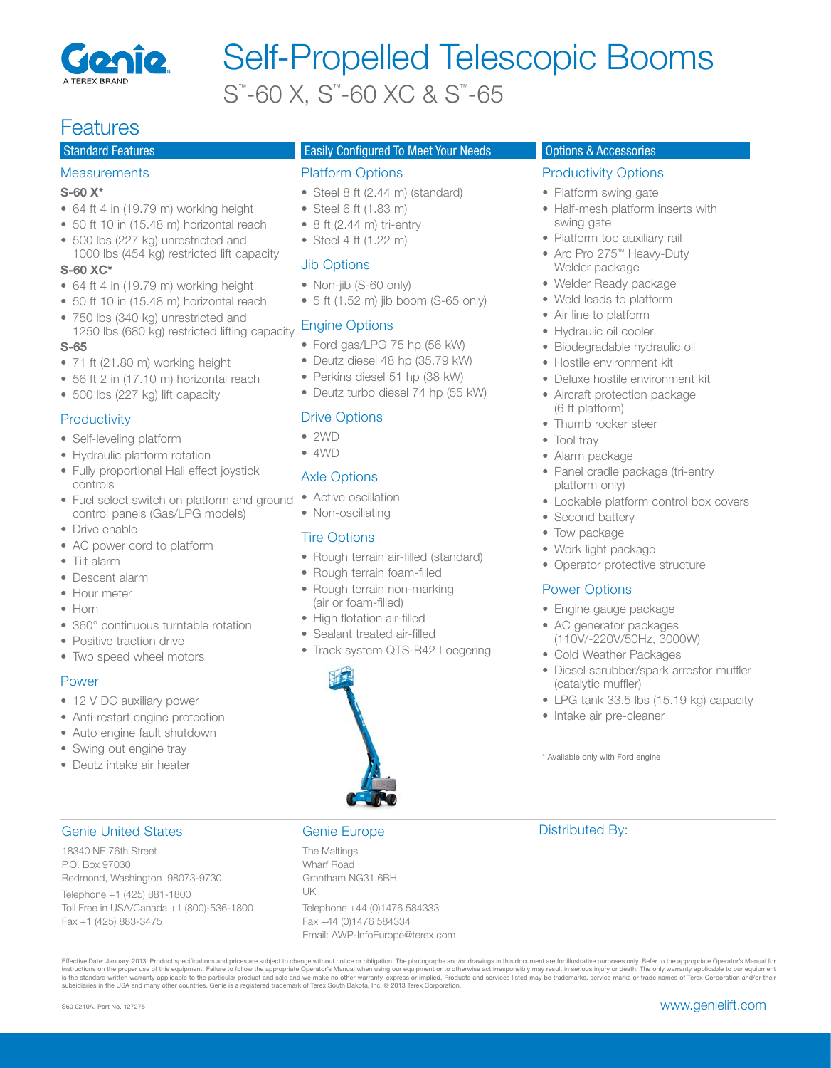# Self-Propelled Telescopic Booms

## S™-60 X, S™-60 XC & S™-65

# Features

## Standard Features

### Measurements

**S-60 X***

- 64 ft 4 in (19.79 m) working height
- 50 ft 10 in (15.48 m) horizontal reach
- 500 lbs (227 kg) unrestricted and 1000 lbs (454 kg) restricted lift capacity

**S-60 XC***

- 64 ft 4 in (19.79 m) working height
- 50 ft 10 in (15.48 m) horizontal reach
- 750 lbs (340 kg) unrestricted and 1250 lbs (680 kg) restricted lifting capacity

**S-65**

- 71 ft (21.80 m) working height
- 56 ft 2 in (17.10 m) horizontal reach
- 500 lbs (227 kg) lift capacity

### Productivity

- Self-leveling platform
- Hydraulic platform rotation
- Fully proportional Hall effect joystick controls
- Fuel select switch on platform and ground control panels (Gas/LPG models)
- Drive enable
- AC power cord to platform
- Tilt alarm
- Descent alarm
- Hour meter
- Horn
- 360° continuous turntable rotation
- Positive traction drive
- Two speed wheel motors

### Power

- 12 V DC auxiliary power
- Anti-restart engine protection
- Auto engine fault shutdown
- Swing out engine tray
- Deutz intake air heater

## Easily Configured To Meet Your Needs

### Platform Options

- Steel 8 ft (2.44 m) (standard)
- Steel 6 ft (1.83 m)
- 8 ft (2.44 m) tri-entry
- Steel 4 ft (1.22 m)

### Jib Options

- Non-jib (S-60 only)
- 5 ft (1.52 m) jib boom (S-65 only)

### Engine Options

- Ford gas/LPG 75 hp (56 kW)
- Deutz diesel 48 hp (35.79 kW)
- Perkins diesel 51 hp (38 kW)
- Deutz turbo diesel 74 hp (55 kW)

### Drive Options

- 2WD
- 4WD

### Axle Options

- Active oscillation
- Non-oscillating

### Tire Options

- Rough terrain air-filled (standard)
- Rough terrain foam-filled
- Rough terrain non-marking (air or foam-filled)
- High flotation air-filled
- Sealant treated air-filled
- Track system QTS-R42 Loegering

## Options & Accessories

### Productivity Options

- Platform swing gate
- Half-mesh platform inserts with swing gate
- Platform top auxiliary rail
- Arc Pro 275™ Heavy-Duty Welder package
- Welder Ready package
- Weld leads to platform
- Air line to platform
- Hydraulic oil cooler
- Biodegradable hydraulic oil
- Hostile environment kit
- Deluxe hostile environment kit
- Aircraft protection package (6 ft platform)
- Thumb rocker steer
- Tool tray
- Alarm package
- Panel cradle package (tri-entry platform only)
- Lockable platform control box covers
- Second battery
- Tow package
- Work light package
- Operator protective structure

### Power Options

- Engine gauge package
- AC generator packages (110V/-220V/50Hz, 3000W)
- Cold Weather Packages
- Diesel scrubber/spark arrestor muffler (catalytic muffler)
- LPG tank 33.5 lbs (15.19 kg) capacity
- Intake air pre-cleaner

\* Available only with Ford engine

### Genie United States

18340 NE 76th Street
P.O. Box 97030
Redmond, Washington 98073-9730
Telephone +1 (425) 881-1800
Toll Free in USA/Canada +1 (800)-536-1800
Fax +1 (425) 883-3475

### Genie Europe

The Maltings
Wharf Road
Grantham NG31 6BH
UK
Telephone +44 (0)1476 584333
Fax +44 (0)1476 584334
Email: AWP-InfoEurope@terex.com

### Distributed By:

Effective Date: January, 2013. Product specifications and prices are subject to change without notice or obligation. The photographs and/or drawings in this document are for illustrative purposes only. Refer to the appropriate Operator's Manual for instructions on the proper use of this equipment. Failure to follow the appropriate Operator's Manual when using our equipment or to otherwise act irresponsibly may result in serious injury or death. The only warranty applicable to our equipment is the standard written warranty applicable to the particular product and sale and we make no other warranty, express or implied. Products and services listed may be trademarks, service marks or trade names of Terex Corporation and/or their subsidiaries in the USA and many other countries. Genie is a registered trademark of Terex South Dakota, Inc. © 2013 Terex Corporation.

S60 0210A. Part No. 127275

www.genielift.com